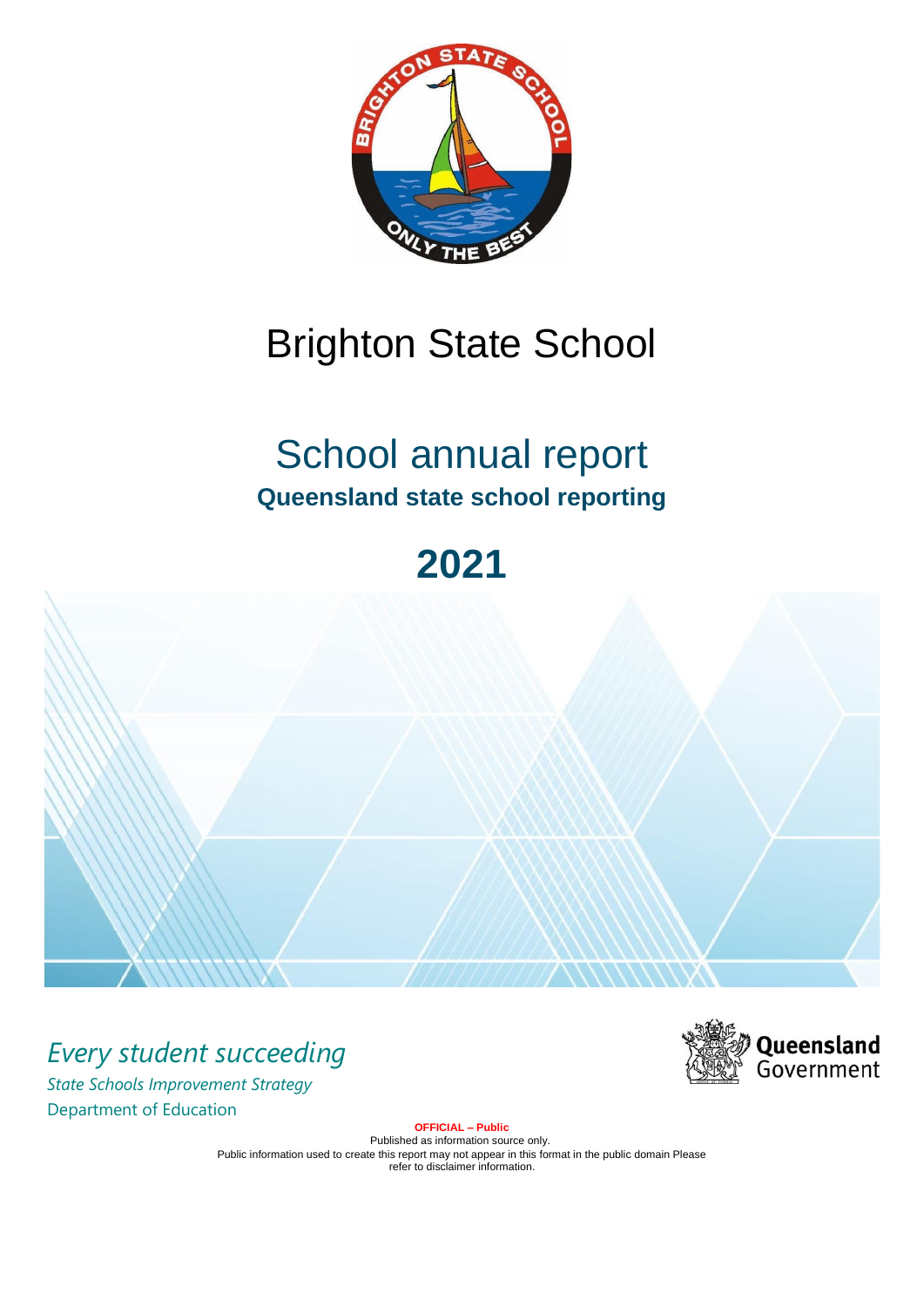# Brighton State School

## School annual report

**Queensland state school reporting**

# 2021

*Every student succeeding*

*State Schools Improvement Strategy*

Department of Education

Queensland Government

**OFFICIAL – Public**

Published as information source only.
Public information used to create this report may not appear in this format in the public domain Please refer to disclaimer information.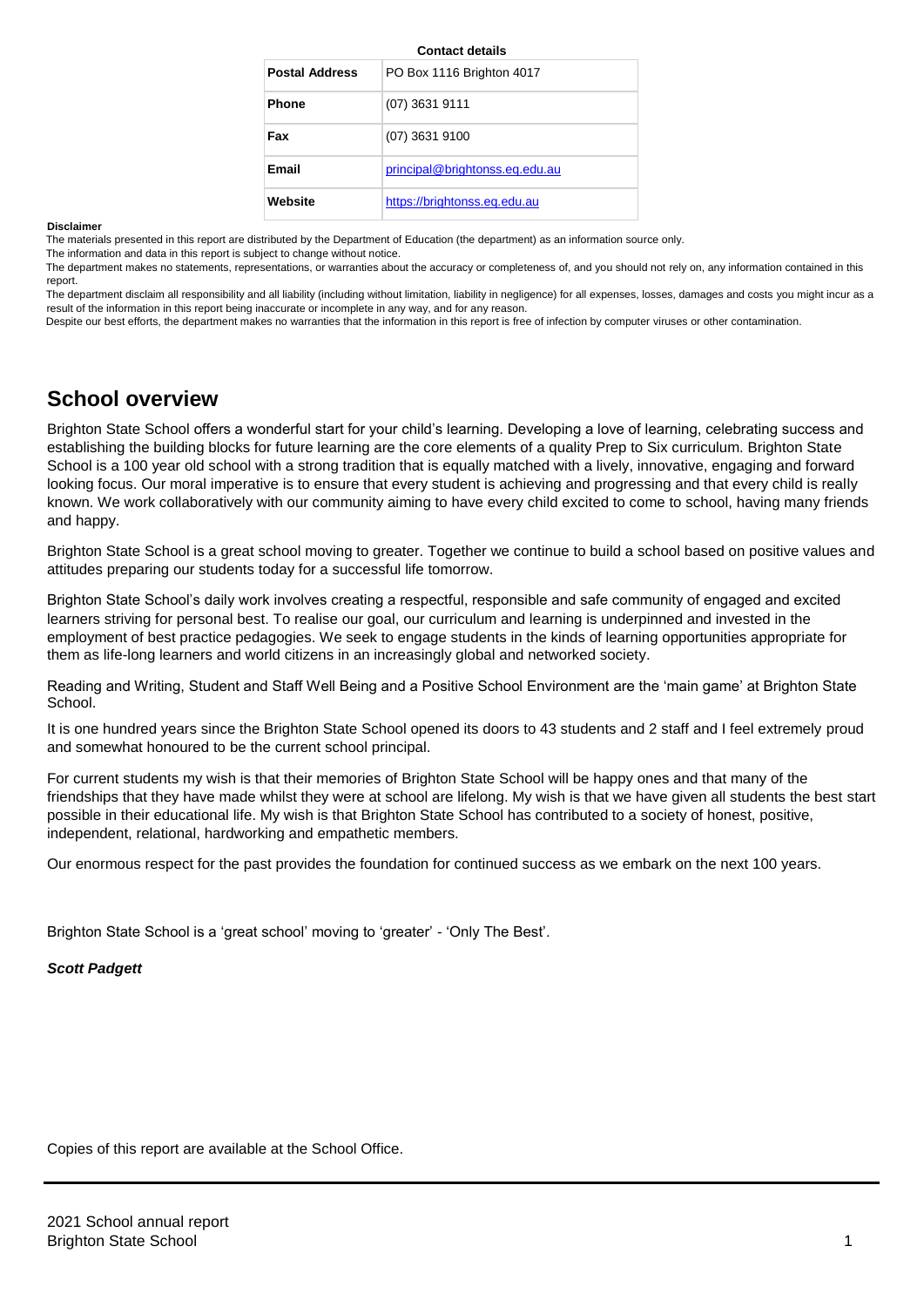**Contact details**

| Postal Address | PO Box 1116 Brighton 4017 |
| --- | --- |
| Phone | (07) 3631 9111 |
| Fax | (07) 3631 9100 |
| Email | principal@brightonss.eq.edu.au |
| Website | https://brightonss.eq.edu.au |

**Disclaimer**

The materials presented in this report are distributed by the Department of Education (the department) as an information source only.

The information and data in this report is subject to change without notice.

The department makes no statements, representations, or warranties about the accuracy or completeness of, and you should not rely on, any information contained in this report.

The department disclaim all responsibility and all liability (including without limitation, liability in negligence) for all expenses, losses, damages and costs you might incur as a result of the information in this report being inaccurate or incomplete in any way, and for any reason.

Despite our best efforts, the department makes no warranties that the information in this report is free of infection by computer viruses or other contamination.

# School overview

Brighton State School offers a wonderful start for your child's learning. Developing a love of learning, celebrating success and establishing the building blocks for future learning are the core elements of a quality Prep to Six curriculum. Brighton State School is a 100 year old school with a strong tradition that is equally matched with a lively, innovative, engaging and forward looking focus. Our moral imperative is to ensure that every student is achieving and progressing and that every child is really known. We work collaboratively with our community aiming to have every child excited to come to school, having many friends and happy.

Brighton State School is a great school moving to greater. Together we continue to build a school based on positive values and attitudes preparing our students today for a successful life tomorrow.

Brighton State School's daily work involves creating a respectful, responsible and safe community of engaged and excited learners striving for personal best. To realise our goal, our curriculum and learning is underpinned and invested in the employment of best practice pedagogies. We seek to engage students in the kinds of learning opportunities appropriate for them as life-long learners and world citizens in an increasingly global and networked society.

Reading and Writing, Student and Staff Well Being and a Positive School Environment are the 'main game' at Brighton State School.

It is one hundred years since the Brighton State School opened its doors to 43 students and 2 staff and I feel extremely proud and somewhat honoured to be the current school principal.

For current students my wish is that their memories of Brighton State School will be happy ones and that many of the friendships that they have made whilst they were at school are lifelong. My wish is that we have given all students the best start possible in their educational life. My wish is that Brighton State School has contributed to a society of honest, positive, independent, relational, hardworking and empathetic members.

Our enormous respect for the past provides the foundation for continued success as we embark on the next 100 years.

Brighton State School is a 'great school' moving to 'greater' - 'Only The Best'.

***Scott Padgett***

Copies of this report are available at the School Office.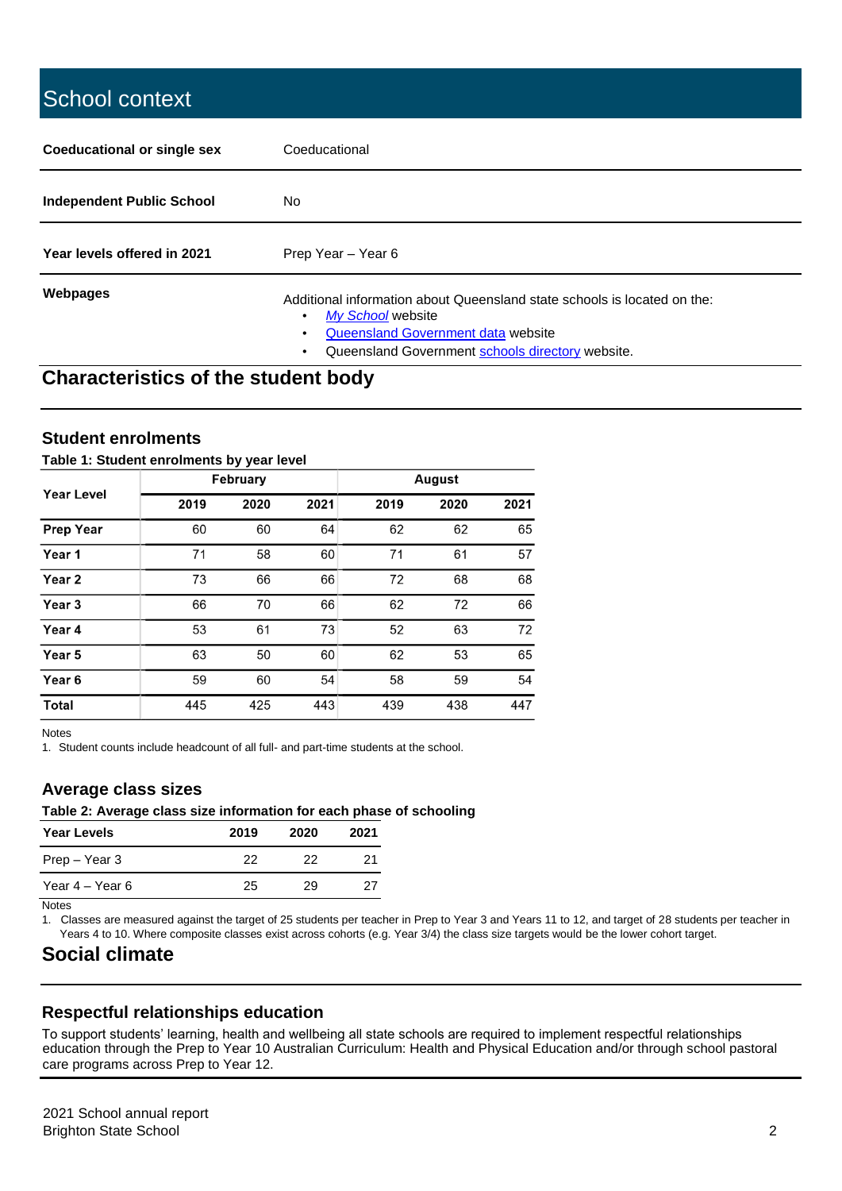# School context

| | |
|---|---|
| **Coeducational or single sex** | Coeducational |
| **Independent Public School** | No |
| **Year levels offered in 2021** | Prep Year – Year 6 |
| **Webpages** | Additional information about Queensland state schools is located on the: <br>• *My School* website <br>• Queensland Government data website <br>• Queensland Government schools directory website. |

## Characteristics of the student body

### Student enrolments

**Table 1: Student enrolments by year level**

| Year Level | February | | | August | | |
|---|---|---|---|---|---|---|
| | **2019** | **2020** | **2021** | **2019** | **2020** | **2021** |
| **Prep Year** | 60 | 60 | 64 | 62 | 62 | 65 |
| **Year 1** | 71 | 58 | 60 | 71 | 61 | 57 |
| **Year 2** | 73 | 66 | 66 | 72 | 68 | 68 |
| **Year 3** | 66 | 70 | 66 | 62 | 72 | 66 |
| **Year 4** | 53 | 61 | 73 | 52 | 63 | 72 |
| **Year 5** | 63 | 50 | 60 | 62 | 53 | 65 |
| **Year 6** | 59 | 60 | 54 | 58 | 59 | 54 |
| **Total** | 445 | 425 | 443 | 439 | 438 | 447 |

Notes

1. Student counts include headcount of all full- and part-time students at the school.

### Average class sizes

**Table 2: Average class size information for each phase of schooling**

| Year Levels | 2019 | 2020 | 2021 |
|---|---|---|---|
| Prep – Year 3 | 22 | 22 | 21 |
| Year 4 – Year 6 | 25 | 29 | 27 |

Notes

1. Classes are measured against the target of 25 students per teacher in Prep to Year 3 and Years 11 to 12, and target of 28 students per teacher in Years 4 to 10. Where composite classes exist across cohorts (e.g. Year 3/4) the class size targets would be the lower cohort target.

## Social climate

### Respectful relationships education

To support students' learning, health and wellbeing all state schools are required to implement respectful relationships education through the Prep to Year 10 Australian Curriculum: Health and Physical Education and/or through school pastoral care programs across Prep to Year 12.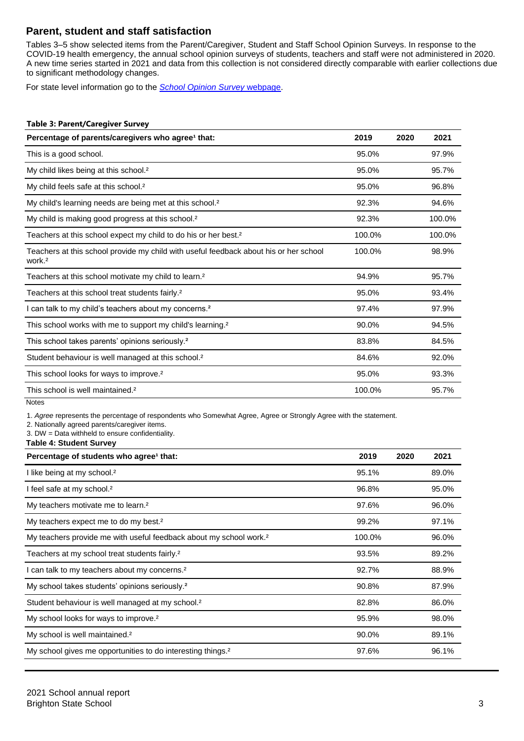## Parent, student and staff satisfaction

Tables 3–5 show selected items from the Parent/Caregiver, Student and Staff School Opinion Surveys. In response to the COVID-19 health emergency, the annual school opinion surveys of students, teachers and staff were not administered in 2020. A new time series started in 2021 and data from this collection is not considered directly comparable with earlier collections due to significant methodology changes.

For state level information go to the *School Opinion Survey* webpage.

**Table 3: Parent/Caregiver Survey**

| Percentage of parents/caregivers who agree[1] that: | 2019 | 2020 | 2021 |
|---|---|---|---|
| This is a good school. | 95.0% | | 97.9% |
| My child likes being at this school.[2] | 95.0% | | 95.7% |
| My child feels safe at this school.[2] | 95.0% | | 96.8% |
| My child's learning needs are being met at this school.[2] | 92.3% | | 94.6% |
| My child is making good progress at this school.[2] | 92.3% | | 100.0% |
| Teachers at this school expect my child to do his or her best.[2] | 100.0% | | 100.0% |
| Teachers at this school provide my child with useful feedback about his or her school work.[2] | 100.0% | | 98.9% |
| Teachers at this school motivate my child to learn.[2] | 94.9% | | 95.7% |
| Teachers at this school treat students fairly.[2] | 95.0% | | 93.4% |
| I can talk to my child's teachers about my concerns.[2] | 97.4% | | 97.9% |
| This school works with me to support my child's learning.[2] | 90.0% | | 94.5% |
| This school takes parents' opinions seriously.[2] | 83.8% | | 84.5% |
| Student behaviour is well managed at this school.[2] | 84.6% | | 92.0% |
| This school looks for ways to improve.[2] | 95.0% | | 93.3% |
| This school is well maintained.[2] | 100.0% | | 95.7% |

Notes

1. *Agree* represents the percentage of respondents who Somewhat Agree, Agree or Strongly Agree with the statement.
2. Nationally agreed parents/caregiver items.
3. DW = Data withheld to ensure confidentiality.

**Table 4: Student Survey**

| Percentage of students who agree[1] that: | 2019 | 2020 | 2021 |
|---|---|---|---|
| I like being at my school.[2] | 95.1% | | 89.0% |
| I feel safe at my school.[2] | 96.8% | | 95.0% |
| My teachers motivate me to learn.[2] | 97.6% | | 96.0% |
| My teachers expect me to do my best.[2] | 99.2% | | 97.1% |
| My teachers provide me with useful feedback about my school work.[2] | 100.0% | | 96.0% |
| Teachers at my school treat students fairly.[2] | 93.5% | | 89.2% |
| I can talk to my teachers about my concerns.[2] | 92.7% | | 88.9% |
| My school takes students' opinions seriously.[2] | 90.8% | | 87.9% |
| Student behaviour is well managed at my school.[2] | 82.8% | | 86.0% |
| My school looks for ways to improve.[2] | 95.9% | | 98.0% |
| My school is well maintained.[2] | 90.0% | | 89.1% |
| My school gives me opportunities to do interesting things.[2] | 97.6% | | 96.1% |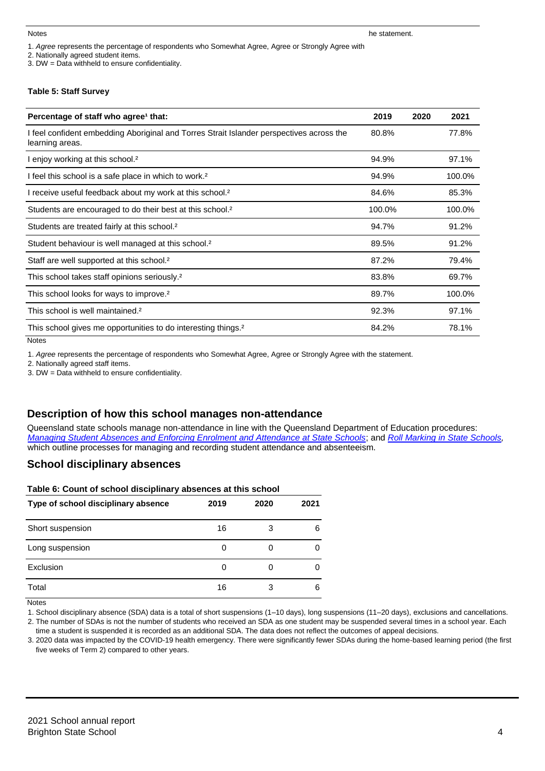Notes

1. *Agree* represents the percentage of respondents who Somewhat Agree, Agree or Strongly Agree with the statement.
2. Nationally agreed student items.
3. DW = Data withheld to ensure confidentiality.

**Table 5: Staff Survey**

| Percentage of staff who agree[1] that: | 2019 | 2020 | 2021 |
|---|---|---|---|
| I feel confident embedding Aboriginal and Torres Strait Islander perspectives across the learning areas. | 80.8% | | 77.8% |
| I enjoy working at this school.[2] | 94.9% | | 97.1% |
| I feel this school is a safe place in which to work.[2] | 94.9% | | 100.0% |
| I receive useful feedback about my work at this school.[2] | 84.6% | | 85.3% |
| Students are encouraged to do their best at this school.[2] | 100.0% | | 100.0% |
| Students are treated fairly at this school.[2] | 94.7% | | 91.2% |
| Student behaviour is well managed at this school.[2] | 89.5% | | 91.2% |
| Staff are well supported at this school.[2] | 87.2% | | 79.4% |
| This school takes staff opinions seriously.[2] | 83.8% | | 69.7% |
| This school looks for ways to improve.[2] | 89.7% | | 100.0% |
| This school is well maintained.[2] | 92.3% | | 97.1% |
| This school gives me opportunities to do interesting things.[2] | 84.2% | | 78.1% |

Notes

1. *Agree* represents the percentage of respondents who Somewhat Agree, Agree or Strongly Agree with the statement.
2. Nationally agreed staff items.
3. DW = Data withheld to ensure confidentiality.

## Description of how this school manages non-attendance

Queensland state schools manage non-attendance in line with the Queensland Department of Education procedures: *Managing Student Absences and Enforcing Enrolment and Attendance at State Schools*; and *Roll Marking in State Schools*, which outline processes for managing and recording student attendance and absenteeism.

## School disciplinary absences

**Table 6: Count of school disciplinary absences at this school**

| Type of school disciplinary absence | 2019 | 2020 | 2021 |
|---|---|---|---|
| Short suspension | 16 | 3 | 6 |
| Long suspension | 0 | 0 | 0 |
| Exclusion | 0 | 0 | 0 |
| Total | 16 | 3 | 6 |

Notes

1. School disciplinary absence (SDA) data is a total of short suspensions (1–10 days), long suspensions (11–20 days), exclusions and cancellations.
2. The number of SDAs is not the number of students who received an SDA as one student may be suspended several times in a school year. Each time a student is suspended it is recorded as an additional SDA. The data does not reflect the outcomes of appeal decisions.
3. 2020 data was impacted by the COVID-19 health emergency. There were significantly fewer SDAs during the home-based learning period (the first five weeks of Term 2) compared to other years.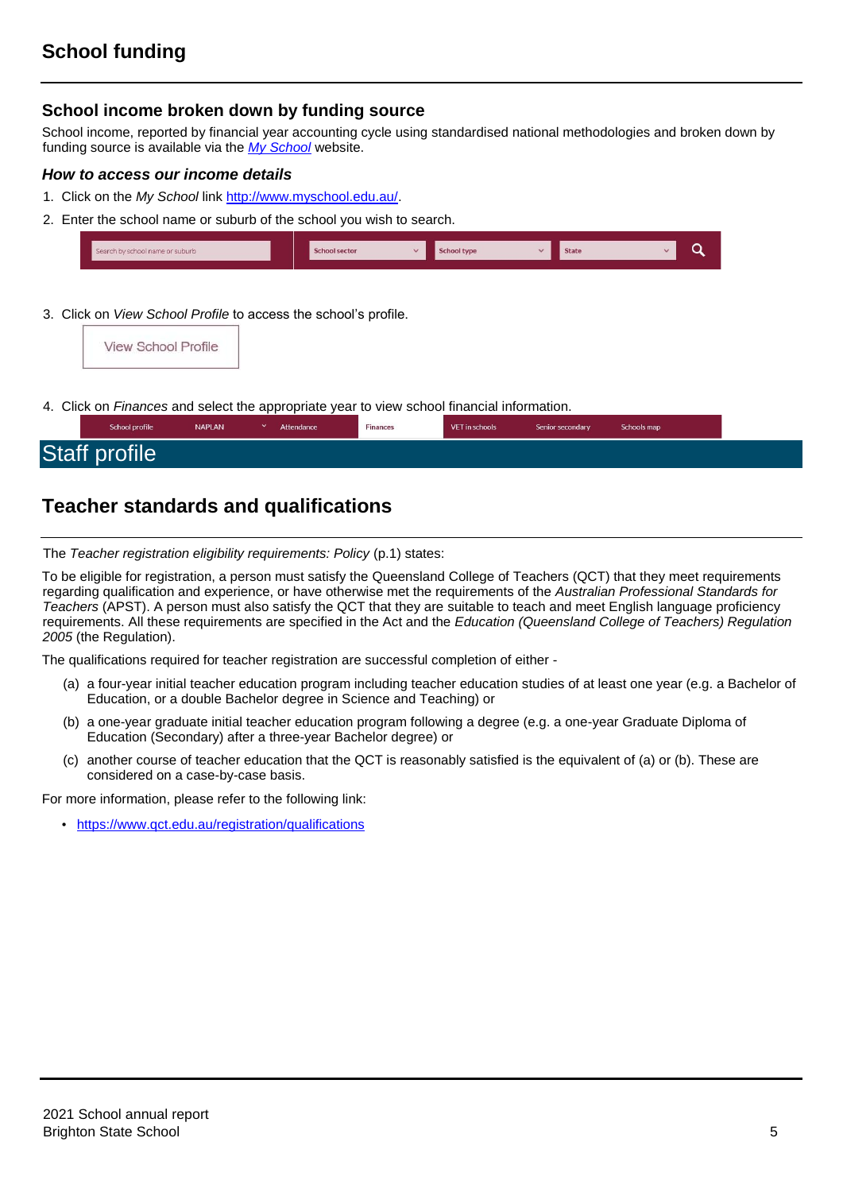# School funding

## School income broken down by funding source

School income, reported by financial year accounting cycle using standardised national methodologies and broken down by funding source is available via the *[My School](http://www.myschool.edu.au/)* website.

### *How to access our income details*

1. Click on the *My School* link [http://www.myschool.edu.au/](http://www.myschool.edu.au/).
2. Enter the school name or suburb of the school you wish to search.

   Search by school name or suburb | School sector | School type | State

3. Click on *View School Profile* to access the school's profile.

   View School Profile

4. Click on *Finances* and select the appropriate year to view school financial information.

   School profile | NAPLAN | Attendance | Finances | VET in schools | Senior secondary | Schools map

# Staff profile

## Teacher standards and qualifications

The *Teacher registration eligibility requirements: Policy* (p.1) states:

To be eligible for registration, a person must satisfy the Queensland College of Teachers (QCT) that they meet requirements regarding qualification and experience, or have otherwise met the requirements of the *Australian Professional Standards for Teachers* (APST). A person must also satisfy the QCT that they are suitable to teach and meet English language proficiency requirements. All these requirements are specified in the Act and the *Education (Queensland College of Teachers) Regulation 2005* (the Regulation).

The qualifications required for teacher registration are successful completion of either -

(a) a four-year initial teacher education program including teacher education studies of at least one year (e.g. a Bachelor of Education, or a double Bachelor degree in Science and Teaching) or

(b) a one-year graduate initial teacher education program following a degree (e.g. a one-year Graduate Diploma of Education (Secondary) after a three-year Bachelor degree) or

(c) another course of teacher education that the QCT is reasonably satisfied is the equivalent of (a) or (b). These are considered on a case-by-case basis.

For more information, please refer to the following link:

- [https://www.qct.edu.au/registration/qualifications](https://www.qct.edu.au/registration/qualifications)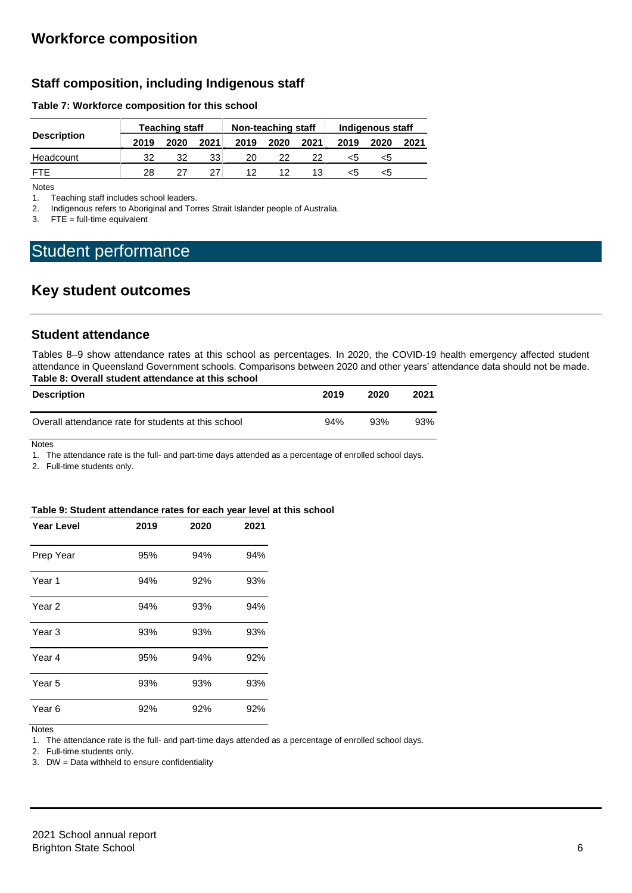## Workforce composition

### Staff composition, including Indigenous staff

**Table 7: Workforce composition for this school**

| Description | Teaching staff | | | Non-teaching staff | | | Indigenous staff | | |
|---|---|---|---|---|---|---|---|---|---|
| | 2019 | 2020 | 2021 | 2019 | 2020 | 2021 | 2019 | 2020 | 2021 |
| Headcount | 32 | 32 | 33 | 20 | 22 | 22 | <5 | <5 | |
| FTE | 28 | 27 | 27 | 12 | 12 | 13 | <5 | <5 | |

Notes

1. Teaching staff includes school leaders.
2. Indigenous refers to Aboriginal and Torres Strait Islander people of Australia.
3. FTE = full-time equivalent

# Student performance

## Key student outcomes

### Student attendance

Tables 8–9 show attendance rates at this school as percentages. In 2020, the COVID-19 health emergency affected student attendance in Queensland Government schools. Comparisons between 2020 and other years' attendance data should not be made.

**Table 8: Overall student attendance at this school**

| Description | 2019 | 2020 | 2021 |
|---|---|---|---|
| Overall attendance rate for students at this school | 94% | 93% | 93% |

Notes

1. The attendance rate is the full- and part-time days attended as a percentage of enrolled school days.
2. Full-time students only.

**Table 9: Student attendance rates for each year level at this school**

| Year Level | 2019 | 2020 | 2021 |
|---|---|---|---|
| Prep Year | 95% | 94% | 94% |
| Year 1 | 94% | 92% | 93% |
| Year 2 | 94% | 93% | 94% |
| Year 3 | 93% | 93% | 93% |
| Year 4 | 95% | 94% | 92% |
| Year 5 | 93% | 93% | 93% |
| Year 6 | 92% | 92% | 92% |

Notes

1. The attendance rate is the full- and part-time days attended as a percentage of enrolled school days.
2. Full-time students only.
3. DW = Data withheld to ensure confidentiality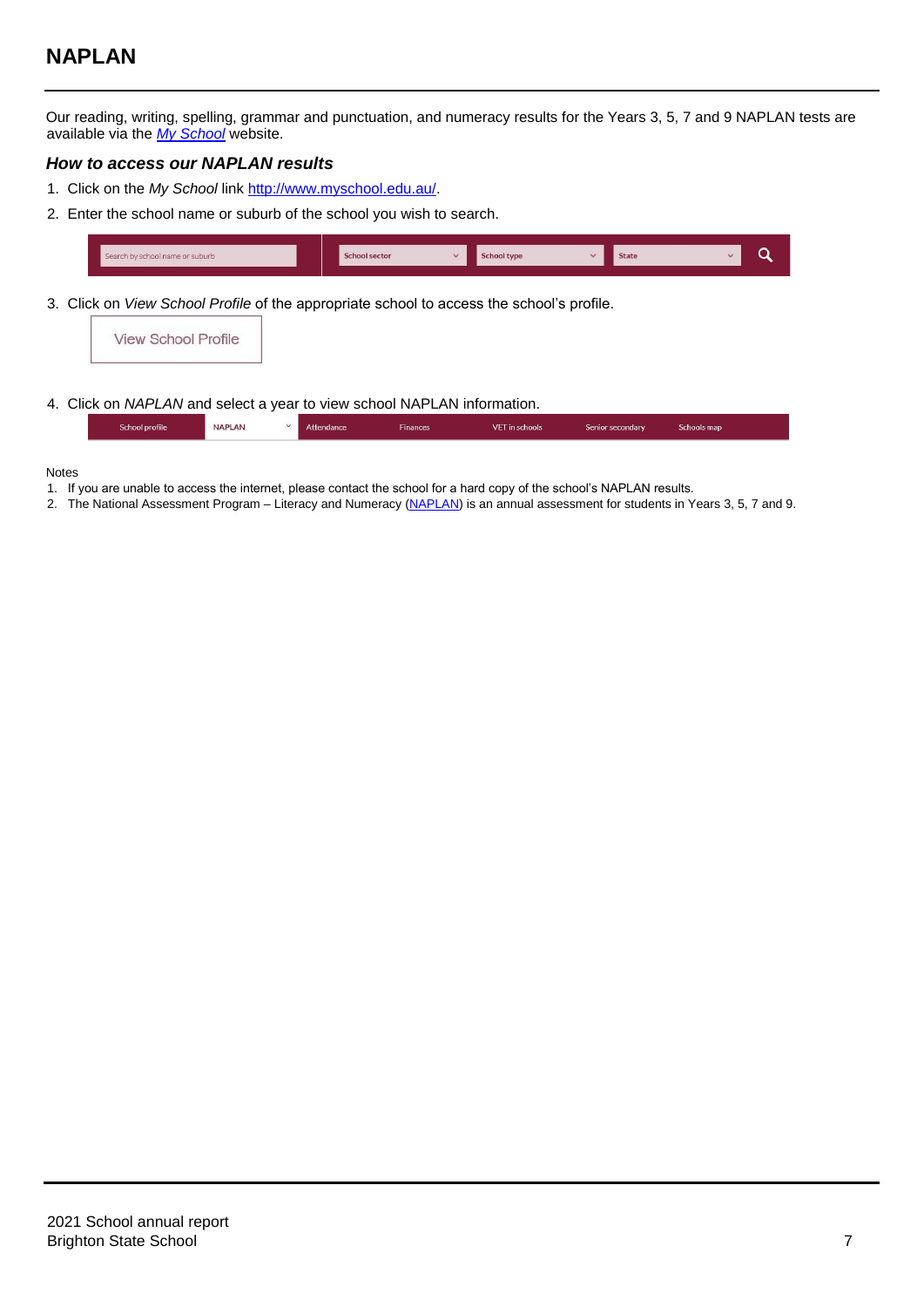## NAPLAN

Our reading, writing, spelling, grammar and punctuation, and numeracy results for the Years 3, 5, 7 and 9 NAPLAN tests are available via the [*My School*](http://www.myschool.edu.au/) website.

### *How to access our NAPLAN results*

1. Click on the *My School* link [http://www.myschool.edu.au/](http://www.myschool.edu.au/).
2. Enter the school name or suburb of the school you wish to search.

   Search by school name or suburb | School sector | School type | State

3. Click on *View School Profile* of the appropriate school to access the school's profile.

   View School Profile

4. Click on *NAPLAN* and select a year to view school NAPLAN information.

   School profile | NAPLAN | Attendance | Finances | VET in schools | Senior secondary | Schools map

Notes

1. If you are unable to access the internet, please contact the school for a hard copy of the school's NAPLAN results.
2. The National Assessment Program – Literacy and Numeracy ([NAPLAN](https://www.nap.edu.au/)) is an annual assessment for students in Years 3, 5, 7 and 9.